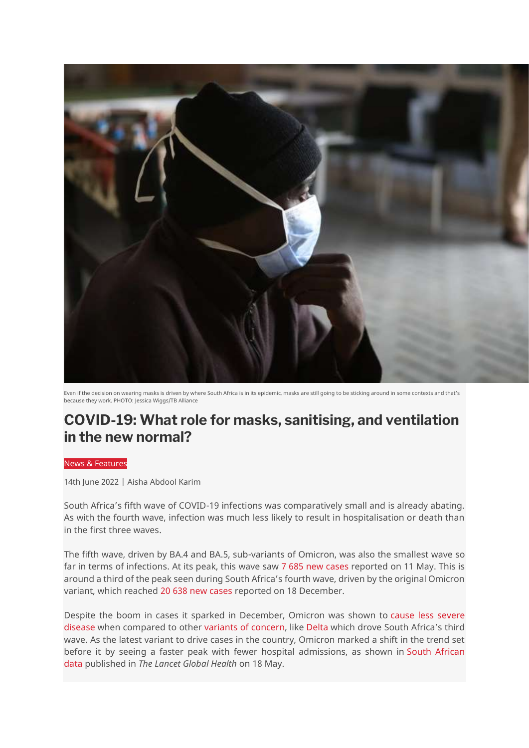Even if the decision on wearing masks is driven by where South Africa is in its epidemic, masks are still going to be sticking around in some contexts and that's because they work. PHOTO: Jessica Wiggs/TB Alliance

# COVID-19: What role for masks, sanitising, and ventilation in the new normal?

News & Features

14th June 2022 | Aisha Abdool Karim

South Africa's fifth wave of COVID-19 infections was comparatively small and is already abating. As with the fourth wave, infection was much less likely to result in hospitalisation or death than in the first three waves.

The fifth wave, driven by BA.4 and BA.5, sub-variants of Omicron, was also the smallest wave so far in terms of infections. At its peak, this wave saw 7 685 new cases reported on 11 May. This is around a third of the peak seen during South Africa's fourth wave, driven by the original Omicron variant, which reached 20 638 new cases reported on 18 December.

Despite the boom in cases it sparked in December, Omicron was shown to cause less severe disease when compared to other variants of concern, like Delta which drove South Africa's third wave. As the latest variant to drive cases in the country, Omicron marked a shift in the trend set before it by seeing a faster peak with fewer hospital admissions, as shown in South African data published in *The Lancet Global Health* on 18 May.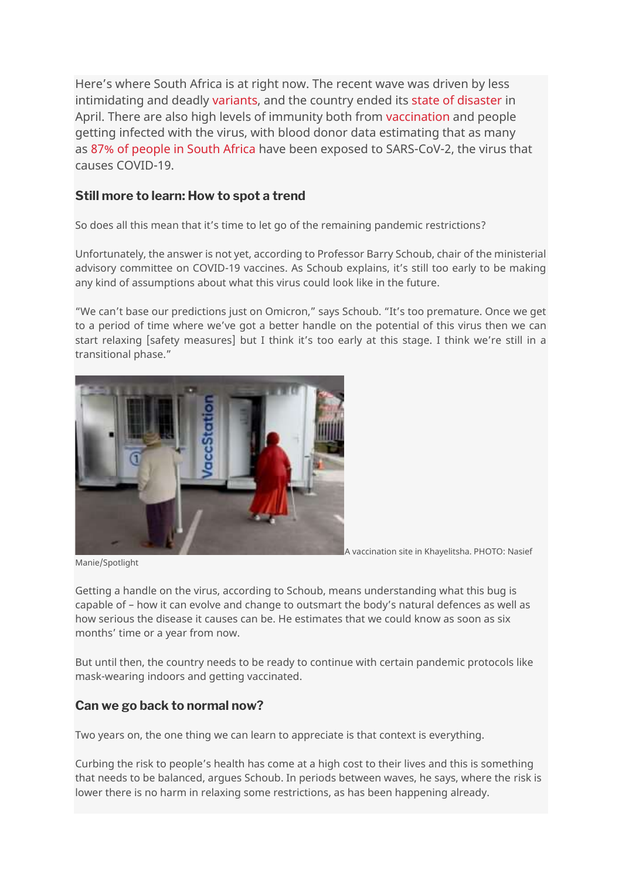Here's where South Africa is at right now. The recent wave was driven by less intimidating and deadly variants, and the country ended its state of disaster in April. There are also high levels of immunity both from vaccination and people getting infected with the virus, with blood donor data estimating that as many as 87% of people in South Africa have been exposed to SARS-CoV-2, the virus that causes COVID-19.

## Still more to learn: How to spot a trend

So does all this mean that it's time to let go of the remaining pandemic restrictions?

Unfortunately, the answer is not yet, according to Professor Barry Schoub, chair of the ministerial advisory committee on COVID-19 vaccines. As Schoub explains, it's still too early to be making any kind of assumptions about what this virus could look like in the future.

"We can't base our predictions just on Omicron," says Schoub. "It's too premature. Once we get to a period of time where we've got a better handle on the potential of this virus then we can start relaxing [safety measures] but I think it's too early at this stage. I think we're still in a transitional phase."

A vaccination site in Khayelitsha. PHOTO: Nasief Manie/Spotlight

Getting a handle on the virus, according to Schoub, means understanding what this bug is capable of – how it can evolve and change to outsmart the body's natural defences as well as how serious the disease it causes can be. He estimates that we could know as soon as six months' time or a year from now.

But until then, the country needs to be ready to continue with certain pandemic protocols like mask-wearing indoors and getting vaccinated.

## Can we go back to normal now?

Two years on, the one thing we can learn to appreciate is that context is everything.

Curbing the risk to people's health has come at a high cost to their lives and this is something that needs to be balanced, argues Schoub. In periods between waves, he says, where the risk is lower there is no harm in relaxing some restrictions, as has been happening already.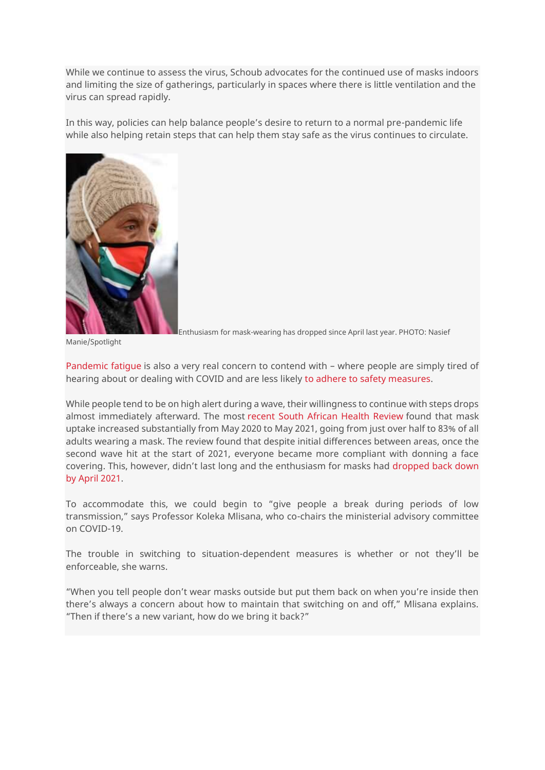While we continue to assess the virus, Schoub advocates for the continued use of masks indoors and limiting the size of gatherings, particularly in spaces where there is little ventilation and the virus can spread rapidly.

In this way, policies can help balance people's desire to return to a normal pre-pandemic life while also helping retain steps that can help them stay safe as the virus continues to circulate.

Enthusiasm for mask-wearing has dropped since April last year. PHOTO: Nasief Manie/Spotlight

Pandemic fatigue is also a very real concern to contend with – where people are simply tired of hearing about or dealing with COVID and are less likely to adhere to safety measures.

While people tend to be on high alert during a wave, their willingness to continue with steps drops almost immediately afterward. The most recent South African Health Review found that mask uptake increased substantially from May 2020 to May 2021, going from just over half to 83% of all adults wearing a mask. The review found that despite initial differences between areas, once the second wave hit at the start of 2021, everyone became more compliant with donning a face covering. This, however, didn't last long and the enthusiasm for masks had dropped back down by April 2021.

To accommodate this, we could begin to "give people a break during periods of low transmission," says Professor Koleka Mlisana, who co-chairs the ministerial advisory committee on COVID-19.

The trouble in switching to situation-dependent measures is whether or not they'll be enforceable, she warns.

"When you tell people don't wear masks outside but put them back on when you're inside then there's always a concern about how to maintain that switching on and off," Mlisana explains. "Then if there's a new variant, how do we bring it back?"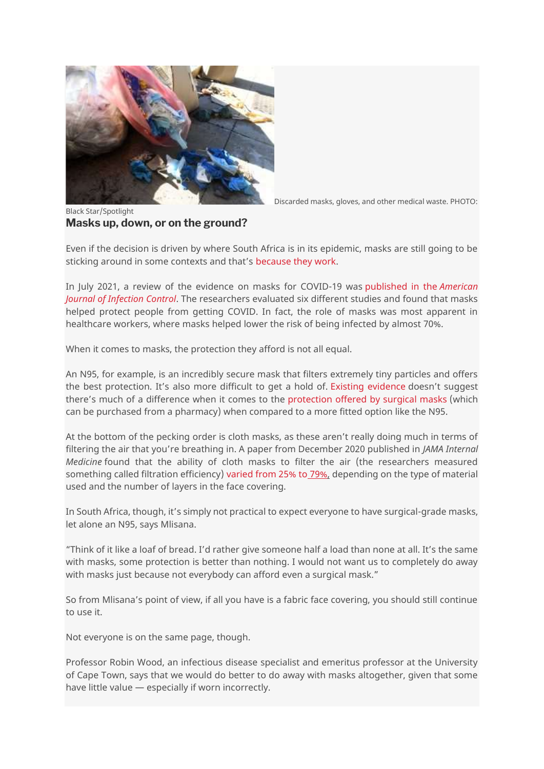Discarded masks, gloves, and other medical waste. PHOTO: Black Star/Spotlight

## Masks up, down, or on the ground?

Even if the decision is driven by where South Africa is in its epidemic, masks are still going to be sticking around in some contexts and that's because they work.

In July 2021, a review of the evidence on masks for COVID-19 was published in the *American Journal of Infection Control*. The researchers evaluated six different studies and found that masks helped protect people from getting COVID. In fact, the role of masks was most apparent in healthcare workers, where masks helped lower the risk of being infected by almost 70%.

When it comes to masks, the protection they afford is not all equal.

An N95, for example, is an incredibly secure mask that filters extremely tiny particles and offers the best protection. It's also more difficult to get a hold of. Existing evidence doesn't suggest there's much of a difference when it comes to the protection offered by surgical masks (which can be purchased from a pharmacy) when compared to a more fitted option like the N95.

At the bottom of the pecking order is cloth masks, as these aren't really doing much in terms of filtering the air that you're breathing in. A paper from December 2020 published in *JAMA Internal Medicine* found that the ability of cloth masks to filter the air (the researchers measured something called filtration efficiency) varied from 25% to 79%, depending on the type of material used and the number of layers in the face covering.

In South Africa, though, it's simply not practical to expect everyone to have surgical-grade masks, let alone an N95, says Mlisana.

"Think of it like a loaf of bread. I'd rather give someone half a load than none at all. It's the same with masks, some protection is better than nothing. I would not want us to completely do away with masks just because not everybody can afford even a surgical mask."

So from Mlisana's point of view, if all you have is a fabric face covering, you should still continue to use it.

Not everyone is on the same page, though.

Professor Robin Wood, an infectious disease specialist and emeritus professor at the University of Cape Town, says that we would do better to do away with masks altogether, given that some have little value — especially if worn incorrectly.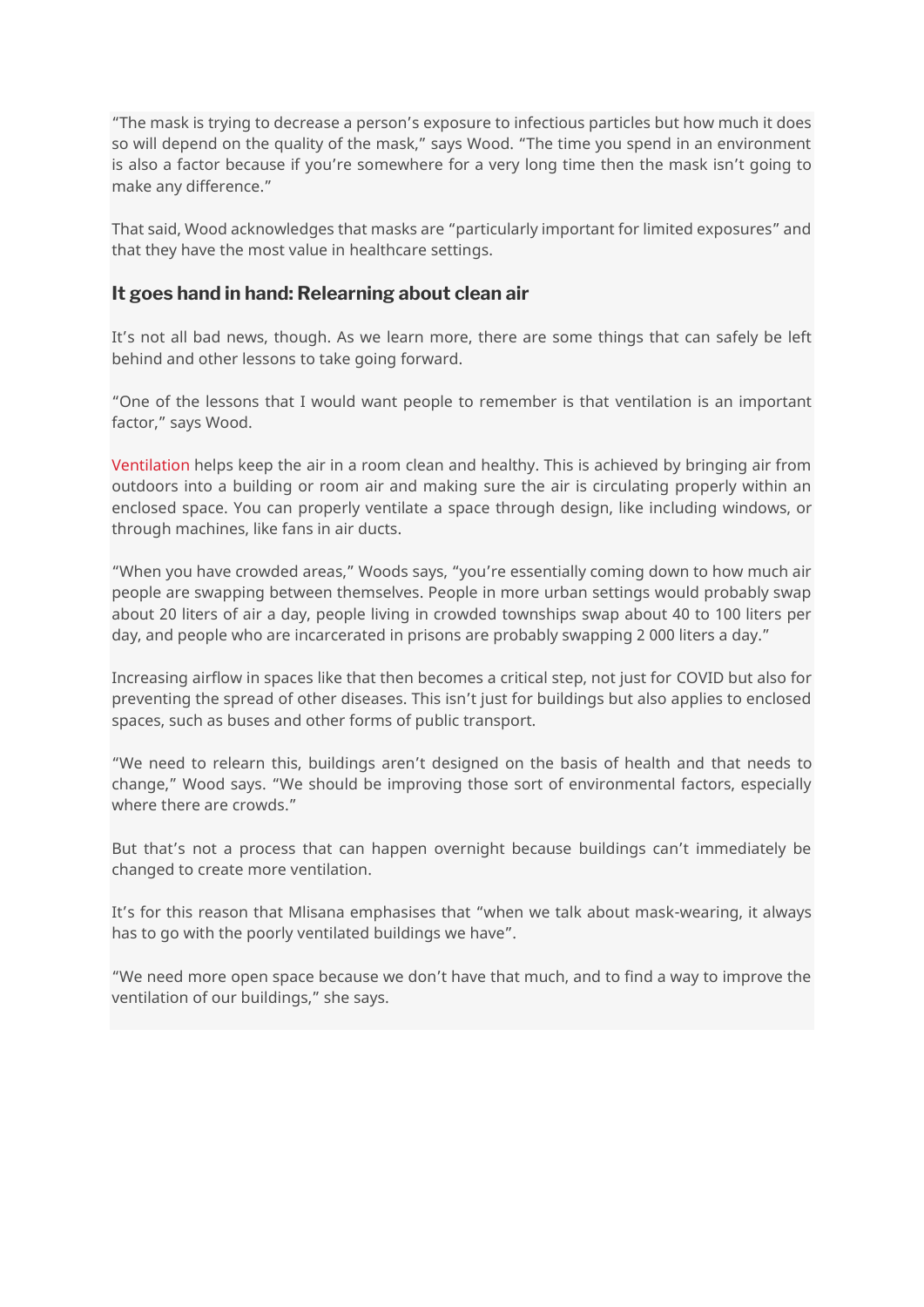"The mask is trying to decrease a person's exposure to infectious particles but how much it does so will depend on the quality of the mask," says Wood. "The time you spend in an environment is also a factor because if you're somewhere for a very long time then the mask isn't going to make any difference."

That said, Wood acknowledges that masks are "particularly important for limited exposures" and that they have the most value in healthcare settings.

### It goes hand in hand: Relearning about clean air

It's not all bad news, though. As we learn more, there are some things that can safely be left behind and other lessons to take going forward.

"One of the lessons that I would want people to remember is that ventilation is an important factor," says Wood.

Ventilation helps keep the air in a room clean and healthy. This is achieved by bringing air from outdoors into a building or room air and making sure the air is circulating properly within an enclosed space. You can properly ventilate a space through design, like including windows, or through machines, like fans in air ducts.

"When you have crowded areas," Woods says, "you're essentially coming down to how much air people are swapping between themselves. People in more urban settings would probably swap about 20 liters of air a day, people living in crowded townships swap about 40 to 100 liters per day, and people who are incarcerated in prisons are probably swapping 2 000 liters a day."

Increasing airflow in spaces like that then becomes a critical step, not just for COVID but also for preventing the spread of other diseases. This isn't just for buildings but also applies to enclosed spaces, such as buses and other forms of public transport.

"We need to relearn this, buildings aren't designed on the basis of health and that needs to change," Wood says. "We should be improving those sort of environmental factors, especially where there are crowds."

But that's not a process that can happen overnight because buildings can't immediately be changed to create more ventilation.

It's for this reason that Mlisana emphasises that "when we talk about mask-wearing, it always has to go with the poorly ventilated buildings we have".

"We need more open space because we don't have that much, and to find a way to improve the ventilation of our buildings," she says.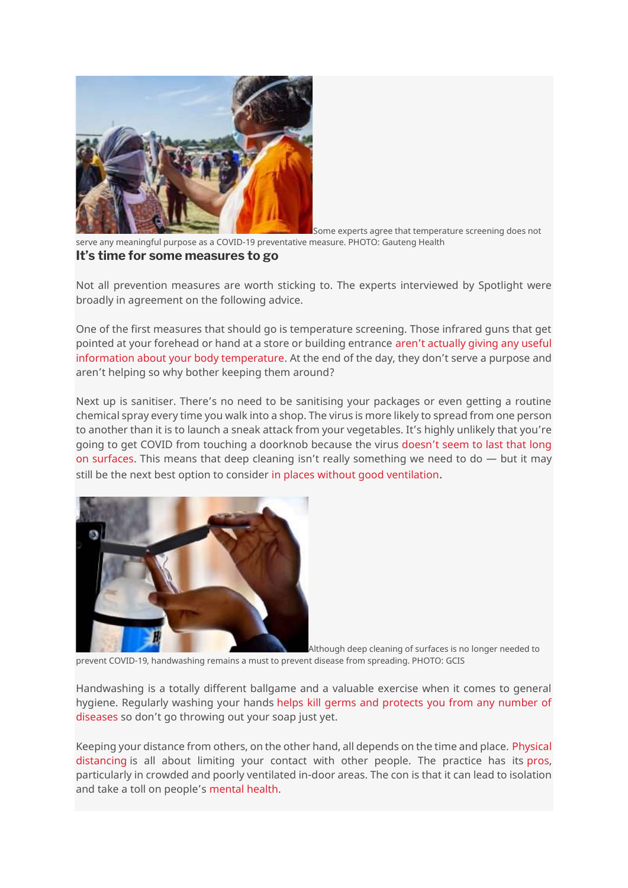Some experts agree that temperature screening does not serve any meaningful purpose as a COVID-19 preventative measure. PHOTO: Gauteng Health

### It's time for some measures to go

Not all prevention measures are worth sticking to. The experts interviewed by Spotlight were broadly in agreement on the following advice.

One of the first measures that should go is temperature screening. Those infrared guns that get pointed at your forehead or hand at a store or building entrance aren't actually giving any useful information about your body temperature. At the end of the day, they don't serve a purpose and aren't helping so why bother keeping them around?

Next up is sanitiser. There's no need to be sanitising your packages or even getting a routine chemical spray every time you walk into a shop. The virus is more likely to spread from one person to another than it is to launch a sneak attack from your vegetables. It's highly unlikely that you're going to get COVID from touching a doorknob because the virus doesn't seem to last that long on surfaces. This means that deep cleaning isn't really something we need to do — but it may still be the next best option to consider in places without good ventilation.

Although deep cleaning of surfaces is no longer needed to prevent COVID-19, handwashing remains a must to prevent disease from spreading. PHOTO: GCIS

Handwashing is a totally different ballgame and a valuable exercise when it comes to general hygiene. Regularly washing your hands helps kill germs and protects you from any number of diseases so don't go throwing out your soap just yet.

Keeping your distance from others, on the other hand, all depends on the time and place. Physical distancing is all about limiting your contact with other people. The practice has its pros, particularly in crowded and poorly ventilated in-door areas. The con is that it can lead to isolation and take a toll on people's mental health.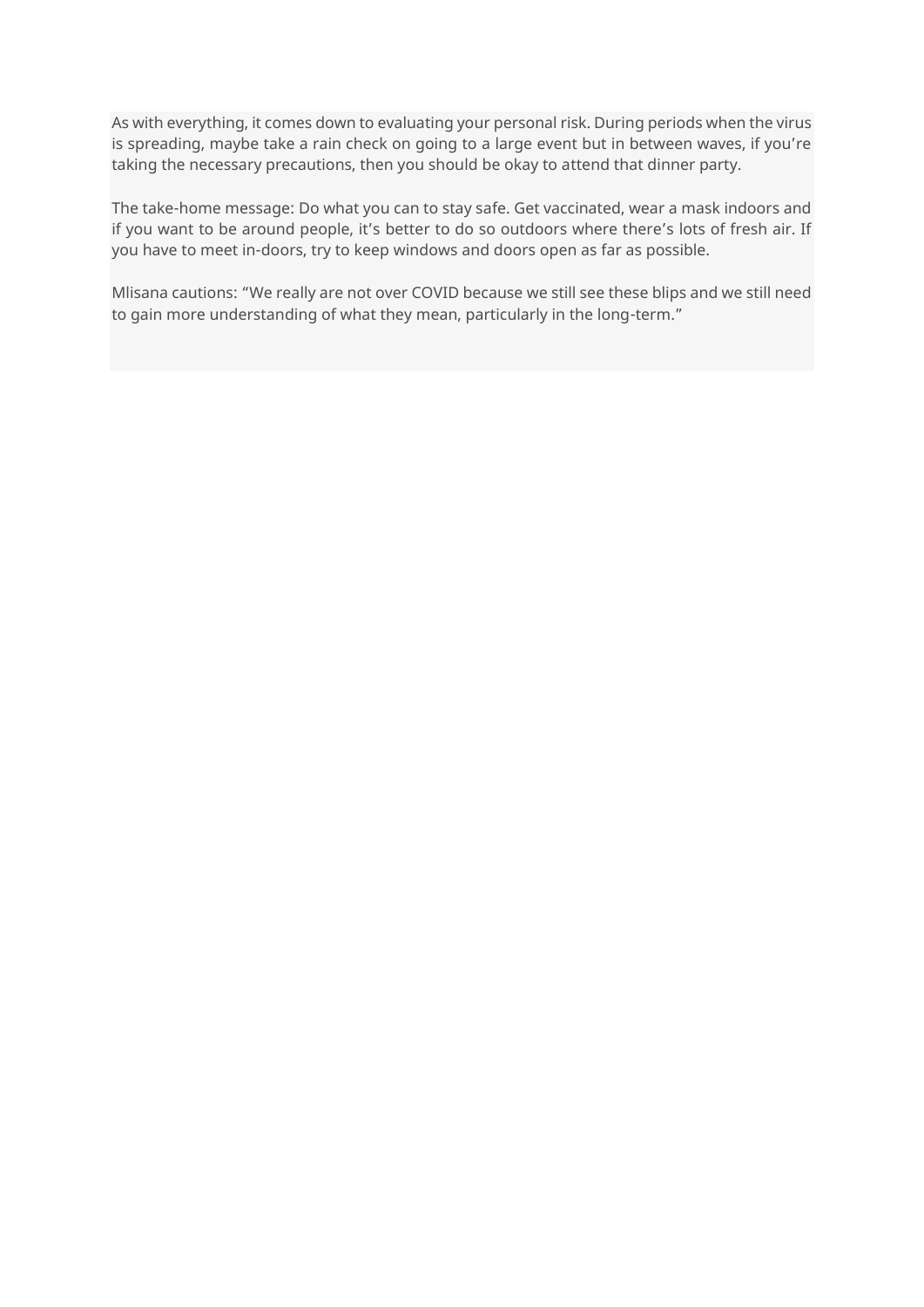As with everything, it comes down to evaluating your personal risk. During periods when the virus is spreading, maybe take a rain check on going to a large event but in between waves, if you're taking the necessary precautions, then you should be okay to attend that dinner party.

The take-home message: Do what you can to stay safe. Get vaccinated, wear a mask indoors and if you want to be around people, it's better to do so outdoors where there's lots of fresh air. If you have to meet in-doors, try to keep windows and doors open as far as possible.

Mlisana cautions: "We really are not over COVID because we still see these blips and we still need to gain more understanding of what they mean, particularly in the long-term."